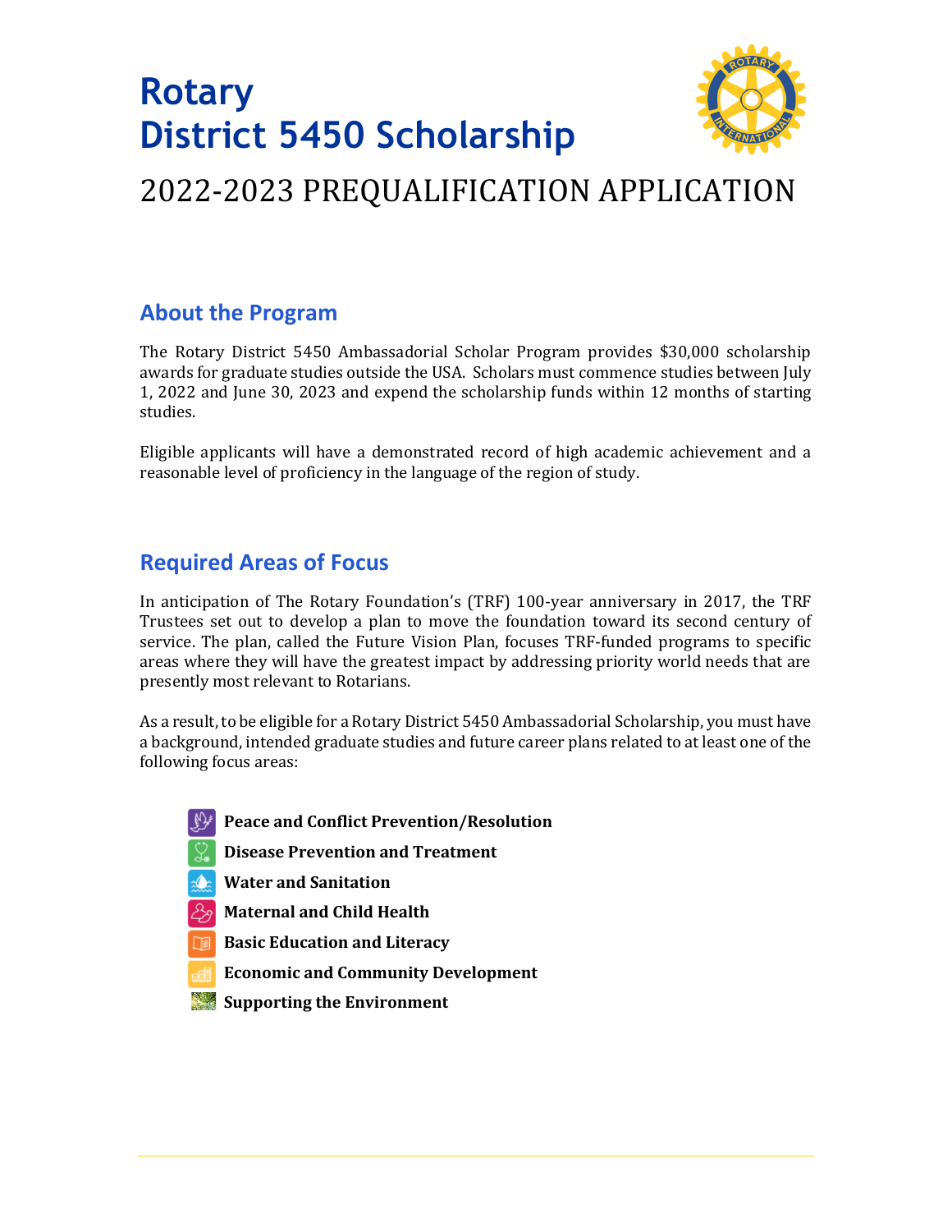# Rotary
# District 5450 Scholarship

## 2022-2023 PREQUALIFICATION APPLICATION

## About the Program

The Rotary District 5450 Ambassadorial Scholar Program provides $30,000 scholarship awards for graduate studies outside the USA. Scholars must commence studies between July 1, 2022 and June 30, 2023 and expend the scholarship funds within 12 months of starting studies.

Eligible applicants will have a demonstrated record of high academic achievement and a reasonable level of proficiency in the language of the region of study.

## Required Areas of Focus

In anticipation of The Rotary Foundation's (TRF) 100-year anniversary in 2017, the TRF Trustees set out to develop a plan to move the foundation toward its second century of service. The plan, called the Future Vision Plan, focuses TRF-funded programs to specific areas where they will have the greatest impact by addressing priority world needs that are presently most relevant to Rotarians.

As a result, to be eligible for a Rotary District 5450 Ambassadorial Scholarship, you must have a background, intended graduate studies and future career plans related to at least one of the following focus areas:

- **Peace and Conflict Prevention/Resolution**
- **Disease Prevention and Treatment**
- **Water and Sanitation**
- **Maternal and Child Health**
- **Basic Education and Literacy**
- **Economic and Community Development**
- **Supporting the Environment**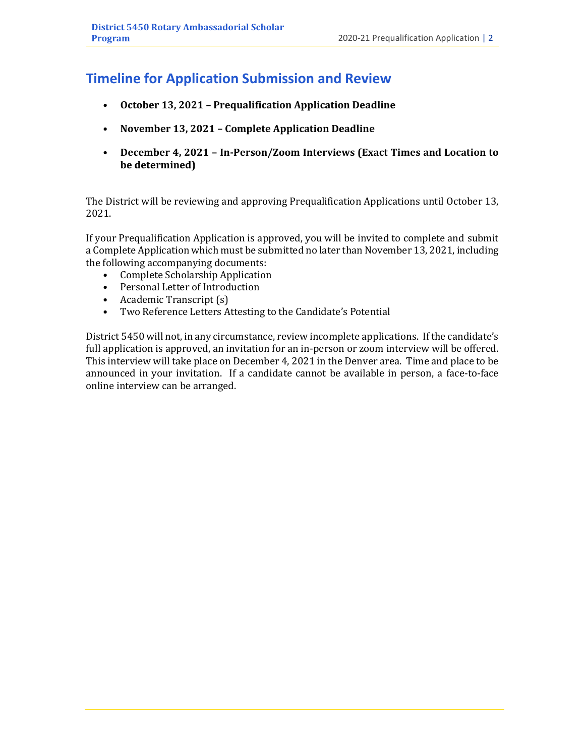## Timeline for Application Submission and Review

- **October 13, 2021 – Prequalification Application Deadline**
- **November 13, 2021 – Complete Application Deadline**
- **December 4, 2021 – In-Person/Zoom Interviews (Exact Times and Location to be determined)**

The District will be reviewing and approving Prequalification Applications until October 13, 2021.

If your Prequalification Application is approved, you will be invited to complete and submit a Complete Application which must be submitted no later than November 13, 2021, including the following accompanying documents:

- Complete Scholarship Application
- Personal Letter of Introduction
- Academic Transcript (s)
- Two Reference Letters Attesting to the Candidate's Potential

District 5450 will not, in any circumstance, review incomplete applications. If the candidate's full application is approved, an invitation for an in-person or zoom interview will be offered. This interview will take place on December 4, 2021 in the Denver area. Time and place to be announced in your invitation. If a candidate cannot be available in person, a face-to-face online interview can be arranged.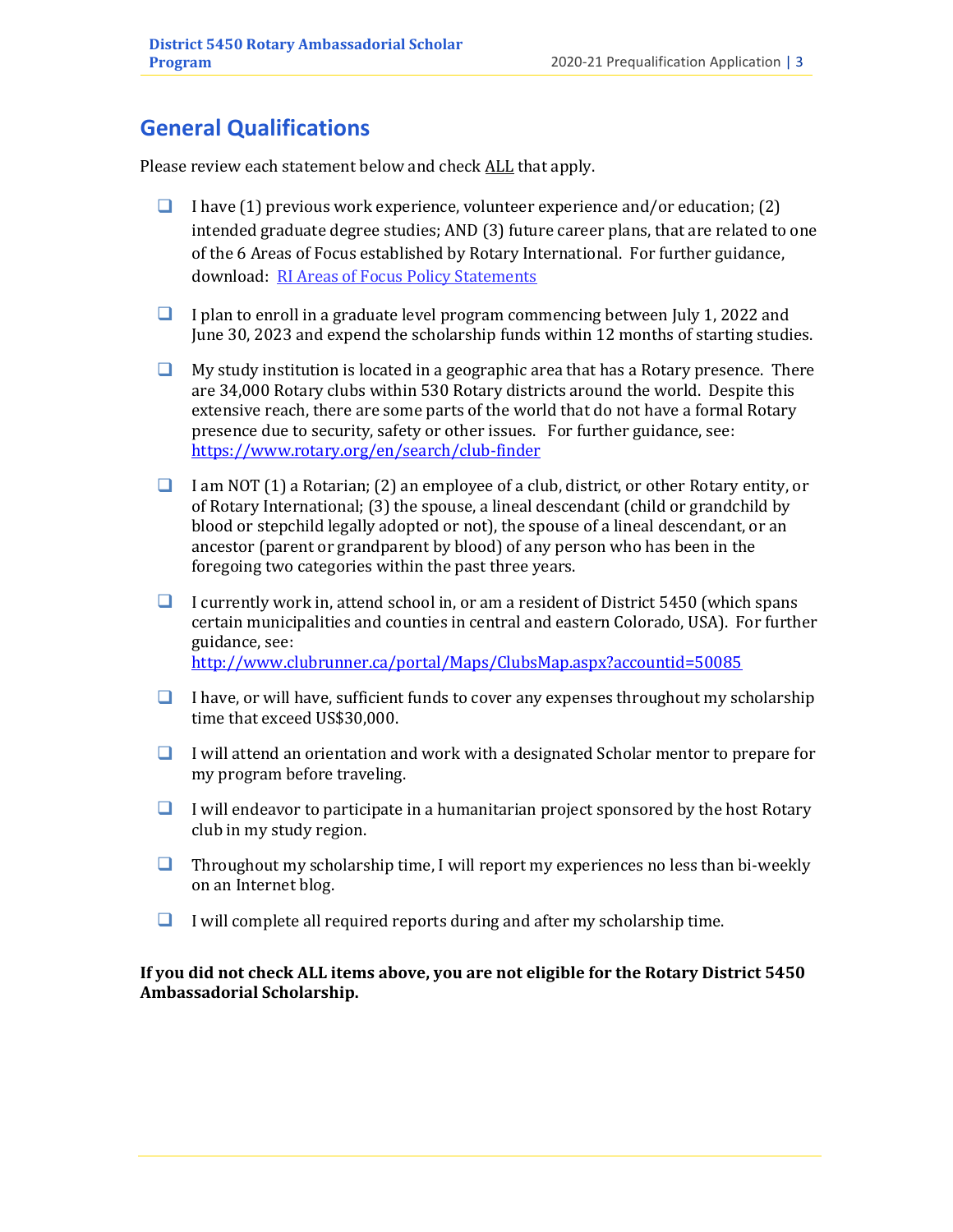## General Qualifications

Please review each statement below and check ALL that apply.

- ❑ I have (1) previous work experience, volunteer experience and/or education; (2) intended graduate degree studies; AND (3) future career plans, that are related to one of the 6 Areas of Focus established by Rotary International. For further guidance, download: [RI Areas of Focus Policy Statements]

- ❑ I plan to enroll in a graduate level program commencing between July 1, 2022 and June 30, 2023 and expend the scholarship funds within 12 months of starting studies.

- ❑ My study institution is located in a geographic area that has a Rotary presence. There are 34,000 Rotary clubs within 530 Rotary districts around the world. Despite this extensive reach, there are some parts of the world that do not have a formal Rotary presence due to security, safety or other issues. For further guidance, see: https://www.rotary.org/en/search/club-finder

- ❑ I am NOT (1) a Rotarian; (2) an employee of a club, district, or other Rotary entity, or of Rotary International; (3) the spouse, a lineal descendant (child or grandchild by blood or stepchild legally adopted or not), the spouse of a lineal descendant, or an ancestor (parent or grandparent by blood) of any person who has been in the foregoing two categories within the past three years.

- ❑ I currently work in, attend school in, or am a resident of District 5450 (which spans certain municipalities and counties in central and eastern Colorado, USA). For further guidance, see: http://www.clubrunner.ca/portal/Maps/ClubsMap.aspx?accountid=50085

- ❑ I have, or will have, sufficient funds to cover any expenses throughout my scholarship time that exceed US$30,000.

- ❑ I will attend an orientation and work with a designated Scholar mentor to prepare for my program before traveling.

- ❑ I will endeavor to participate in a humanitarian project sponsored by the host Rotary club in my study region.

- ❑ Throughout my scholarship time, I will report my experiences no less than bi-weekly on an Internet blog.

- ❑ I will complete all required reports during and after my scholarship time.

**If you did not check ALL items above, you are not eligible for the Rotary District 5450 Ambassadorial Scholarship.**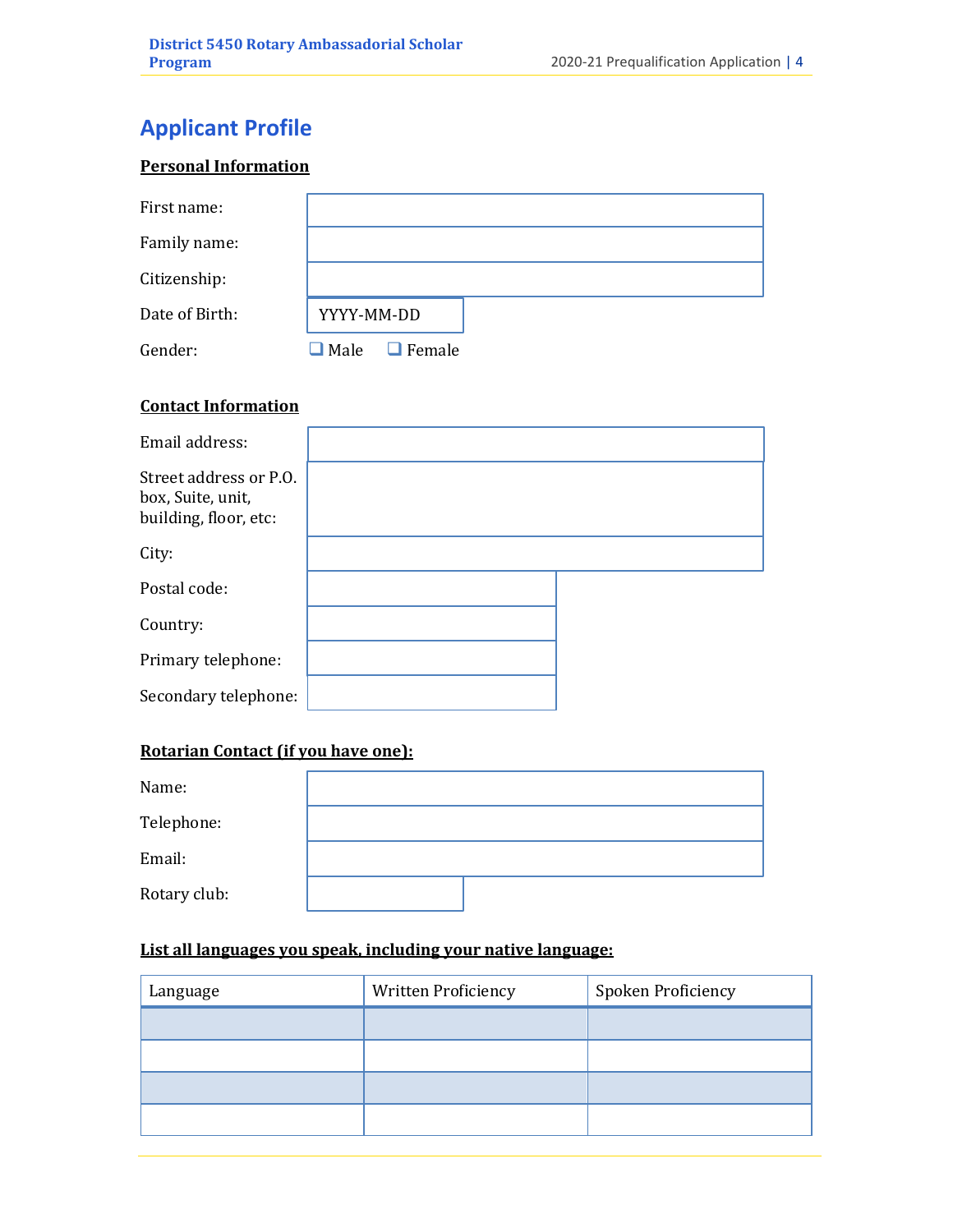# Applicant Profile

**Personal Information**

| | |
|---|---|
| First name: | |
| Family name: | |
| Citizenship: | |
| Date of Birth: | YYYY-MM-DD |
| Gender: | ❑ Male ❑ Female |

**Contact Information**

| | |
|---|---|
| Email address: | |
| Street address or P.O. box, Suite, unit, building, floor, etc: | |
| City: | |
| Postal code: | |
| Country: | |
| Primary telephone: | |
| Secondary telephone: | |

**Rotarian Contact (if you have one):**

| | |
|---|---|
| Name: | |
| Telephone: | |
| Email: | |
| Rotary club: | |

**List all languages you speak, including your native language:**

| Language | Written Proficiency | Spoken Proficiency |
|---|---|---|
| | | |
| | | |
| | | |
| | | |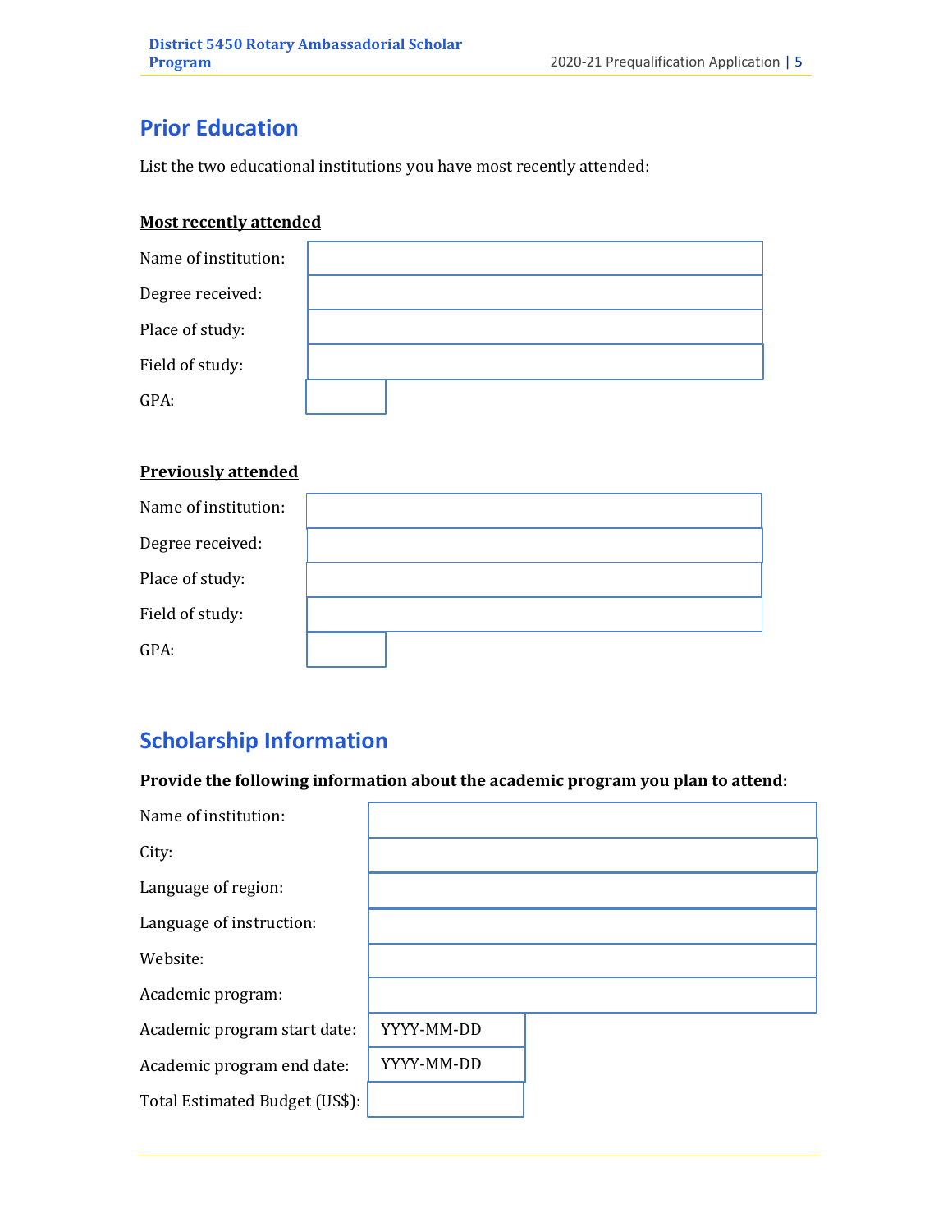## Prior Education

List the two educational institutions you have most recently attended:

**Most recently attended**

| | |
|---|---|
| Name of institution: | |
| Degree received: | |
| Place of study: | |
| Field of study: | |
| GPA: | |

**Previously attended**

| | |
|---|---|
| Name of institution: | |
| Degree received: | |
| Place of study: | |
| Field of study: | |
| GPA: | |

## Scholarship Information

**Provide the following information about the academic program you plan to attend:**

| | |
|---|---|
| Name of institution: | |
| City: | |
| Language of region: | |
| Language of instruction: | |
| Website: | |
| Academic program: | |
| Academic program start date: | YYYY-MM-DD |
| Academic program end date: | YYYY-MM-DD |
| Total Estimated Budget (US$): | |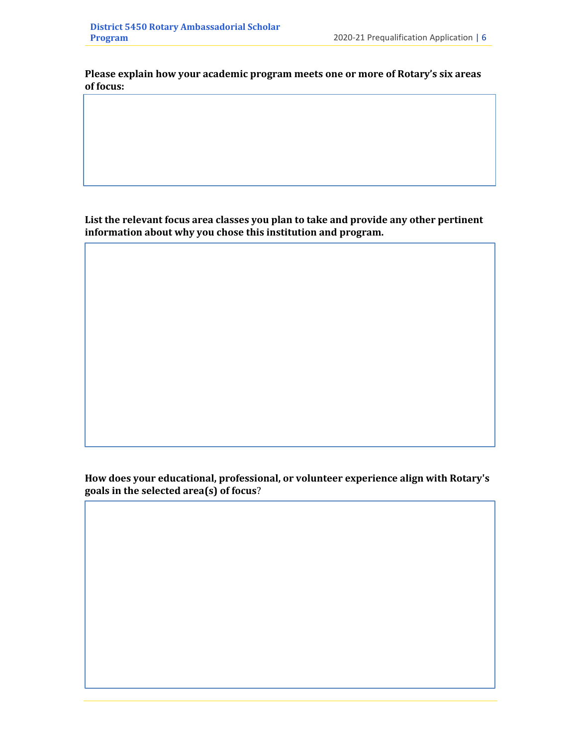**Please explain how your academic program meets one or more of Rotary's six areas of focus:**

**List the relevant focus area classes you plan to take and provide any other pertinent information about why you chose this institution and program.**

**How does your educational, professional, or volunteer experience align with Rotary's goals in the selected area(s) of focus**?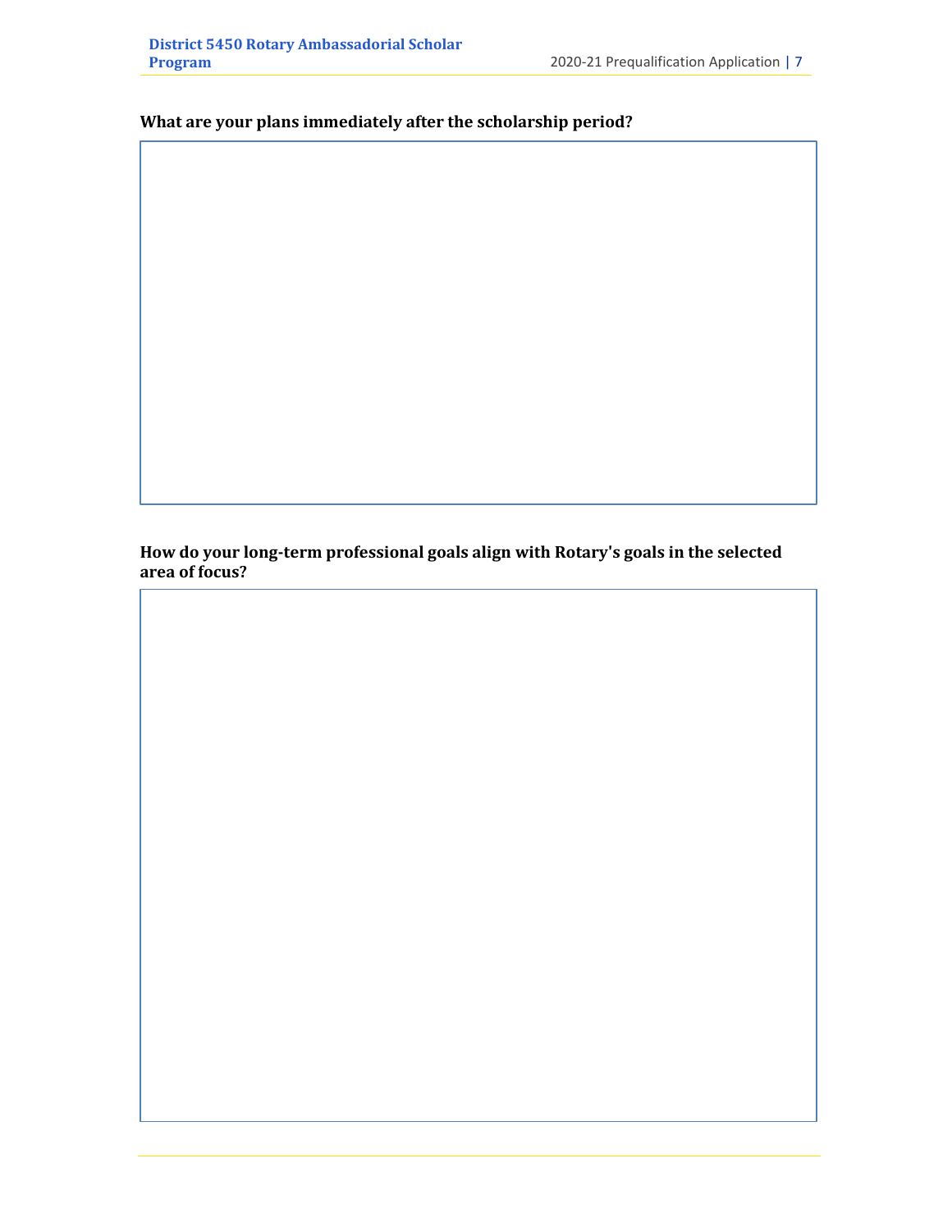**What are your plans immediately after the scholarship period?**

**How do your long-term professional goals align with Rotary's goals in the selected area of focus?**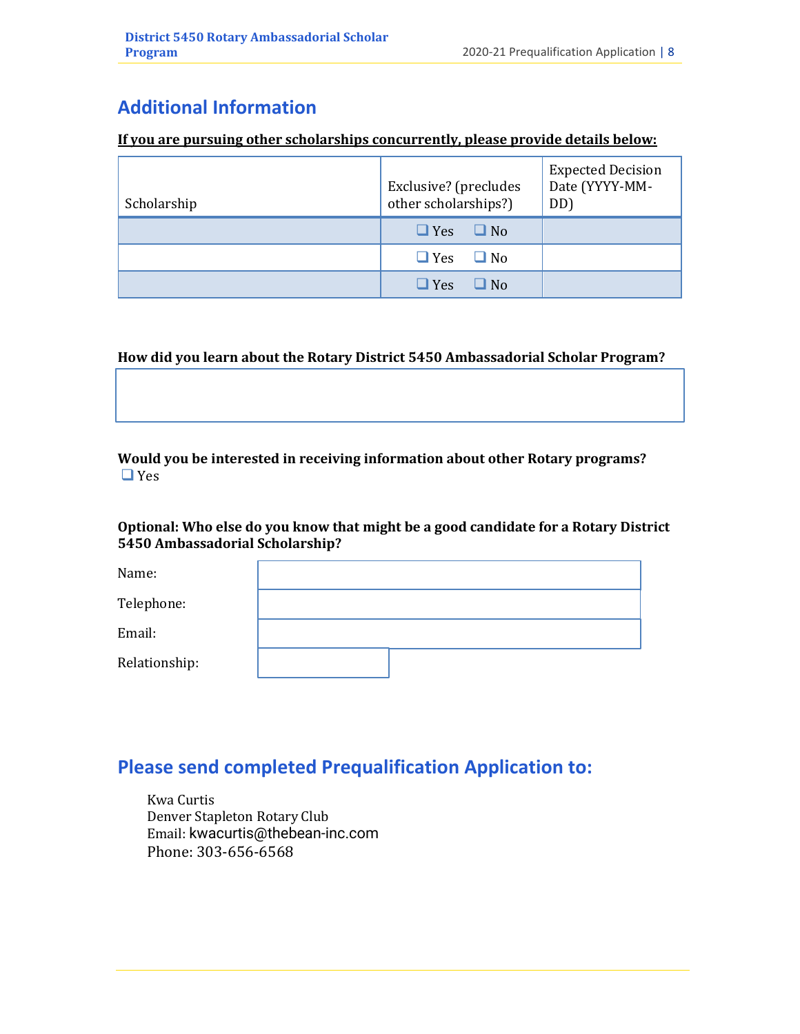## Additional Information

**If you are pursuing other scholarships concurrently, please provide details below:**

| Scholarship | Exclusive? (precludes other scholarships?) | Expected Decision Date (YYYY-MM-DD) |
|---|---|---|
| | ❑ Yes ❑ No | |
| | ❑ Yes ❑ No | |
| | ❑ Yes ❑ No | |

**How did you learn about the Rotary District 5450 Ambassadorial Scholar Program?**

**Would you be interested in receiving information about other Rotary programs?**
❑ Yes

**Optional: Who else do you know that might be a good candidate for a Rotary District 5450 Ambassadorial Scholarship?**

Name:

Telephone:

Email:

Relationship:

## Please send completed Prequalification Application to:

Kwa Curtis
Denver Stapleton Rotary Club
Email: kwacurtis@thebean-inc.com
Phone: 303-656-6568